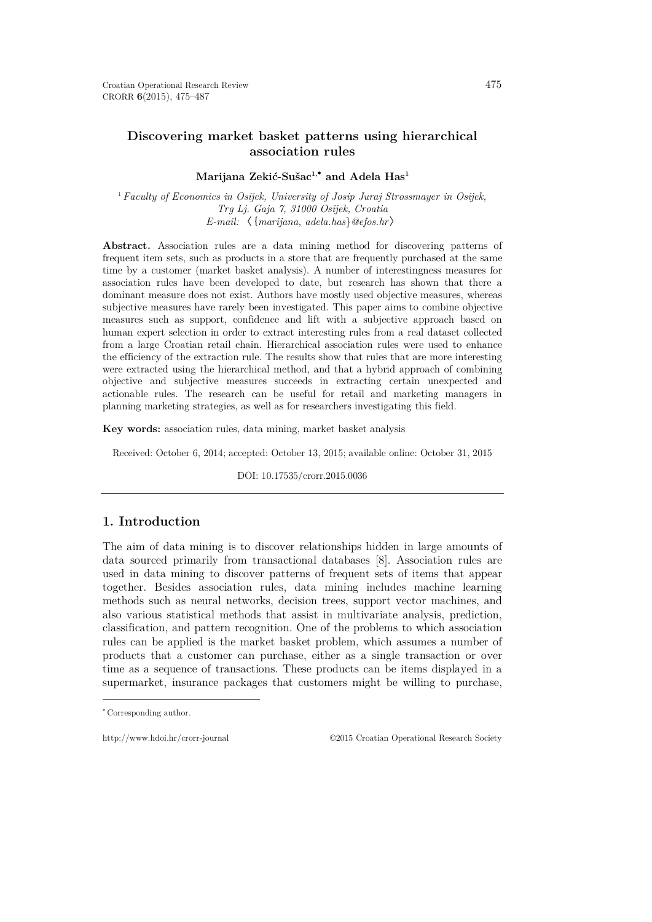# Discovering market basket patterns using hierarchical association rules

**Marijana Zekić-Sušac[1,*] and Adela Has[1]**

[1] *Faculty of Economics in Osijek, University of Josip Juraj Strossmayer in Osijek, Trg Lj. Gaja 7, 31000 Osijek, Croatia*
*E-mail:* ⟨{*marijana, adela.has*}*@efos.hr*⟩

**Abstract.** Association rules are a data mining method for discovering patterns of frequent item sets, such as products in a store that are frequently purchased at the same time by a customer (market basket analysis). A number of interestingness measures for association rules have been developed to date, but research has shown that there a dominant measure does not exist. Authors have mostly used objective measures, whereas subjective measures have rarely been investigated. This paper aims to combine objective measures such as support, confidence and lift with a subjective approach based on human expert selection in order to extract interesting rules from a real dataset collected from a large Croatian retail chain. Hierarchical association rules were used to enhance the efficiency of the extraction rule. The results show that rules that are more interesting were extracted using the hierarchical method, and that a hybrid approach of combining objective and subjective measures succeeds in extracting certain unexpected and actionable rules. The research can be useful for retail and marketing managers in planning marketing strategies, as well as for researchers investigating this field.

**Key words:** association rules, data mining, market basket analysis

Received: October 6, 2014; accepted: October 13, 2015; available online: October 31, 2015

DOI: 10.17535/crorr.2015.0036

## 1. Introduction

The aim of data mining is to discover relationships hidden in large amounts of data sourced primarily from transactional databases [8]. Association rules are used in data mining to discover patterns of frequent sets of items that appear together. Besides association rules, data mining includes machine learning methods such as neural networks, decision trees, support vector machines, and also various statistical methods that assist in multivariate analysis, prediction, classification, and pattern recognition. One of the problems to which association rules can be applied is the market basket problem, which assumes a number of products that a customer can purchase, either as a single transaction or over time as a sequence of transactions. These products can be items displayed in a supermarket, insurance packages that customers might be willing to purchase,

[*] Corresponding author.

http://www.hdoi.hr/crorr-journal ©2015 Croatian Operational Research Society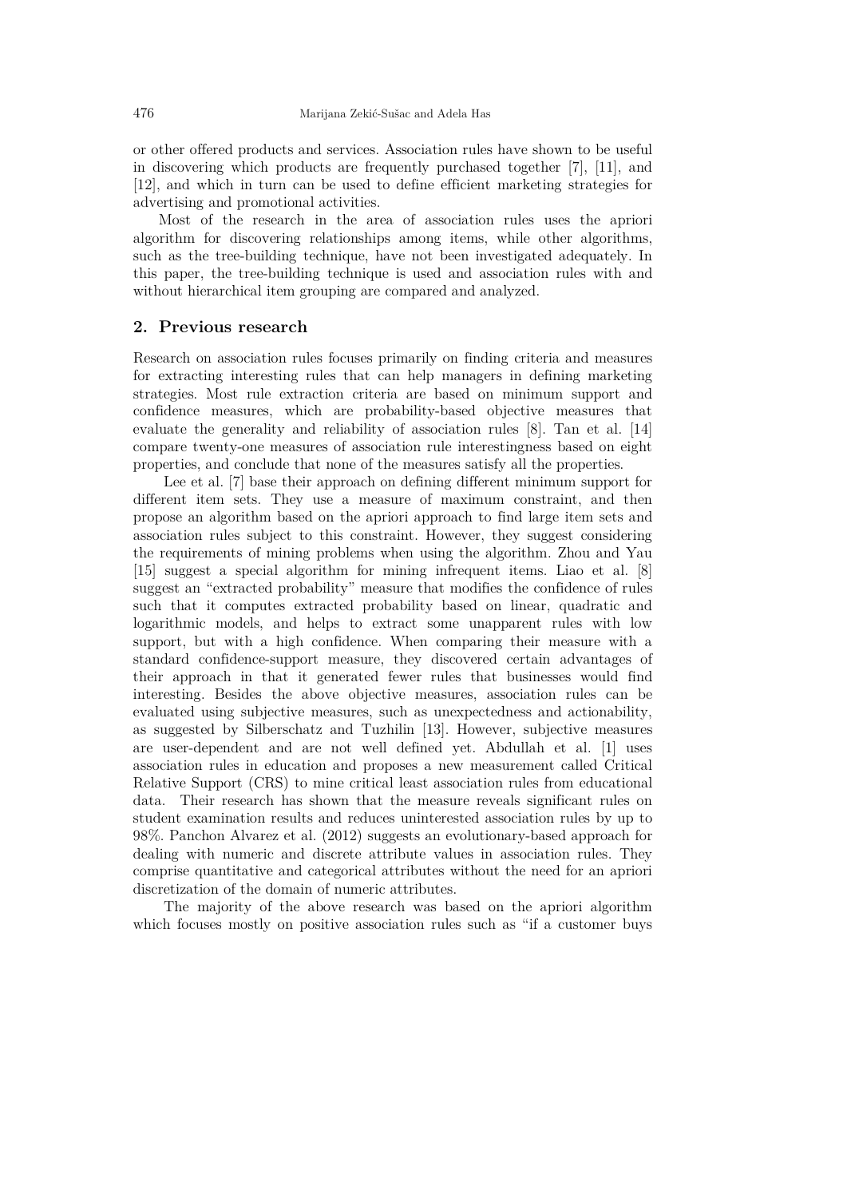or other offered products and services. Association rules have shown to be useful in discovering which products are frequently purchased together [7], [11], and [12], and which in turn can be used to define efficient marketing strategies for advertising and promotional activities.

Most of the research in the area of association rules uses the apriori algorithm for discovering relationships among items, while other algorithms, such as the tree-building technique, have not been investigated adequately. In this paper, the tree-building technique is used and association rules with and without hierarchical item grouping are compared and analyzed.

## 2. Previous research

Research on association rules focuses primarily on finding criteria and measures for extracting interesting rules that can help managers in defining marketing strategies. Most rule extraction criteria are based on minimum support and confidence measures, which are probability-based objective measures that evaluate the generality and reliability of association rules [8]. Tan et al. [14] compare twenty-one measures of association rule interestingness based on eight properties, and conclude that none of the measures satisfy all the properties.

Lee et al. [7] base their approach on defining different minimum support for different item sets. They use a measure of maximum constraint, and then propose an algorithm based on the apriori approach to find large item sets and association rules subject to this constraint. However, they suggest considering the requirements of mining problems when using the algorithm. Zhou and Yau [15] suggest a special algorithm for mining infrequent items. Liao et al. [8] suggest an "extracted probability" measure that modifies the confidence of rules such that it computes extracted probability based on linear, quadratic and logarithmic models, and helps to extract some unapparent rules with low support, but with a high confidence. When comparing their measure with a standard confidence-support measure, they discovered certain advantages of their approach in that it generated fewer rules that businesses would find interesting. Besides the above objective measures, association rules can be evaluated using subjective measures, such as unexpectedness and actionability, as suggested by Silberschatz and Tuzhilin [13]. However, subjective measures are user-dependent and are not well defined yet. Abdullah et al. [1] uses association rules in education and proposes a new measurement called Critical Relative Support (CRS) to mine critical least association rules from educational data. Their research has shown that the measure reveals significant rules on student examination results and reduces uninterested association rules by up to 98%. Panchon Alvarez et al. (2012) suggests an evolutionary-based approach for dealing with numeric and discrete attribute values in association rules. They comprise quantitative and categorical attributes without the need for an apriori discretization of the domain of numeric attributes.

The majority of the above research was based on the apriori algorithm which focuses mostly on positive association rules such as "if a customer buys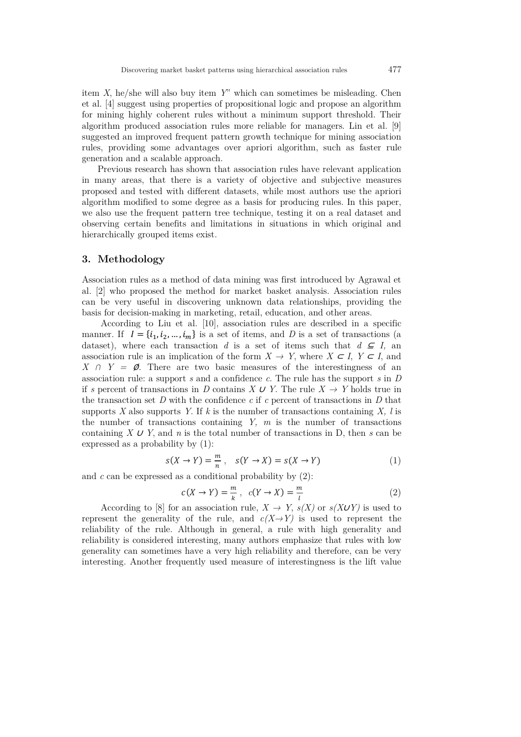item $X$, he/she will also buy item $Y$" which can sometimes be misleading. Chen et al. [4] suggest using properties of propositional logic and propose an algorithm for mining highly coherent rules without a minimum support threshold. Their algorithm produced association rules more reliable for managers. Lin et al. [9] suggested an improved frequent pattern growth technique for mining association rules, providing some advantages over apriori algorithm, such as faster rule generation and a scalable approach.

Previous research has shown that association rules have relevant application in many areas, that there is a variety of objective and subjective measures proposed and tested with different datasets, while most authors use the apriori algorithm modified to some degree as a basis for producing rules. In this paper, we also use the frequent pattern tree technique, testing it on a real dataset and observing certain benefits and limitations in situations in which original and hierarchically grouped items exist.

## 3. Methodology

Association rules as a method of data mining was first introduced by Agrawal et al. [2] who proposed the method for market basket analysis. Association rules can be very useful in discovering unknown data relationships, providing the basis for decision-making in marketing, retail, education, and other areas.

According to Liu et al. [10], association rules are described in a specific manner. If $I = \{i_1, i_2, \ldots, i_m\}$ is a set of items, and $D$ is a set of transactions (a dataset), where each transaction $d$ is a set of items such that $d \subseteq I$, an association rule is an implication of the form $X \rightarrow Y$, where $X \subset I$, $Y \subset I$, and $X \cap Y = \emptyset$. There are two basic measures of the interestingness of an association rule: a support $s$ and a confidence $c$. The rule has the support $s$ in $D$ if $s$ percent of transactions in $D$ contains $X \cup Y$. The rule $X \rightarrow Y$ holds true in the transaction set $D$ with the confidence $c$ if $c$ percent of transactions in $D$ that supports $X$ also supports $Y$. If $k$ is the number of transactions containing $X$, $l$ is the number of transactions containing $Y$, $m$ is the number of transactions containing $X \cup Y$, and $n$ is the total number of transactions in D, then $s$ can be expressed as a probability by (1):

$$s(X \rightarrow Y) = \frac{m}{n}, \quad s(Y \rightarrow X) = s(X \rightarrow Y) \tag{1}$$

and $c$ can be expressed as a conditional probability by (2):

$$c(X \rightarrow Y) = \frac{m}{k}, \quad c(Y \rightarrow X) = \frac{m}{l} \tag{2}$$

According to [8] for an association rule, $X \rightarrow Y$, $s(X)$ or $s(X \cup Y)$ is used to represent the generality of the rule, and $c(X \rightarrow Y)$ is used to represent the reliability of the rule. Although in general, a rule with high generality and reliability is considered interesting, many authors emphasize that rules with low generality can sometimes have a very high reliability and therefore, can be very interesting. Another frequently used measure of interestingness is the lift value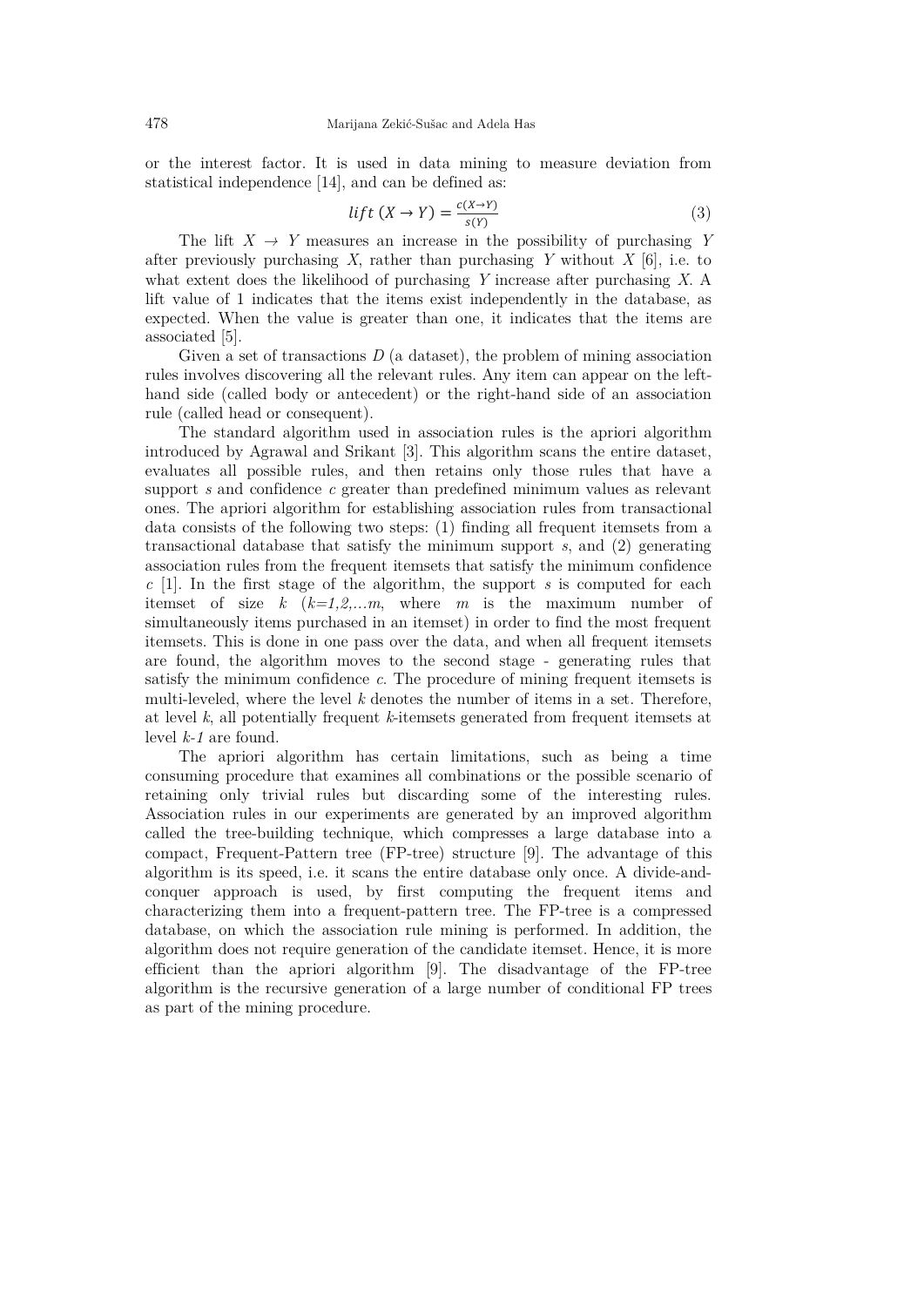or the interest factor. It is used in data mining to measure deviation from statistical independence [14], and can be defined as:

$$lift\ (X \rightarrow Y) = \frac{c(X \rightarrow Y)}{s(Y)} \tag{3}$$

The lift $X \rightarrow Y$ measures an increase in the possibility of purchasing $Y$ after previously purchasing $X$, rather than purchasing $Y$ without $X$ [6], i.e. to what extent does the likelihood of purchasing $Y$ increase after purchasing $X$. A lift value of 1 indicates that the items exist independently in the database, as expected. When the value is greater than one, it indicates that the items are associated [5].

Given a set of transactions $D$ (a dataset), the problem of mining association rules involves discovering all the relevant rules. Any item can appear on the left-hand side (called body or antecedent) or the right-hand side of an association rule (called head or consequent).

The standard algorithm used in association rules is the apriori algorithm introduced by Agrawal and Srikant [3]. This algorithm scans the entire dataset, evaluates all possible rules, and then retains only those rules that have a support $s$ and confidence $c$ greater than predefined minimum values as relevant ones. The apriori algorithm for establishing association rules from transactional data consists of the following two steps: (1) finding all frequent itemsets from a transactional database that satisfy the minimum support $s$, and (2) generating association rules from the frequent itemsets that satisfy the minimum confidence $c$ [1]. In the first stage of the algorithm, the support $s$ is computed for each itemset of size $k$ ($k=1,2,...m$, where $m$ is the maximum number of simultaneously items purchased in an itemset) in order to find the most frequent itemsets. This is done in one pass over the data, and when all frequent itemsets are found, the algorithm moves to the second stage - generating rules that satisfy the minimum confidence $c$. The procedure of mining frequent itemsets is multi-leveled, where the level $k$ denotes the number of items in a set. Therefore, at level $k$, all potentially frequent $k$-itemsets generated from frequent itemsets at level $k$-$1$ are found.

The apriori algorithm has certain limitations, such as being a time consuming procedure that examines all combinations or the possible scenario of retaining only trivial rules but discarding some of the interesting rules. Association rules in our experiments are generated by an improved algorithm called the tree-building technique, which compresses a large database into a compact, Frequent-Pattern tree (FP-tree) structure [9]. The advantage of this algorithm is its speed, i.e. it scans the entire database only once. A divide-and-conquer approach is used, by first computing the frequent items and characterizing them into a frequent-pattern tree. The FP-tree is a compressed database, on which the association rule mining is performed. In addition, the algorithm does not require generation of the candidate itemset. Hence, it is more efficient than the apriori algorithm [9]. The disadvantage of the FP-tree algorithm is the recursive generation of a large number of conditional FP trees as part of the mining procedure.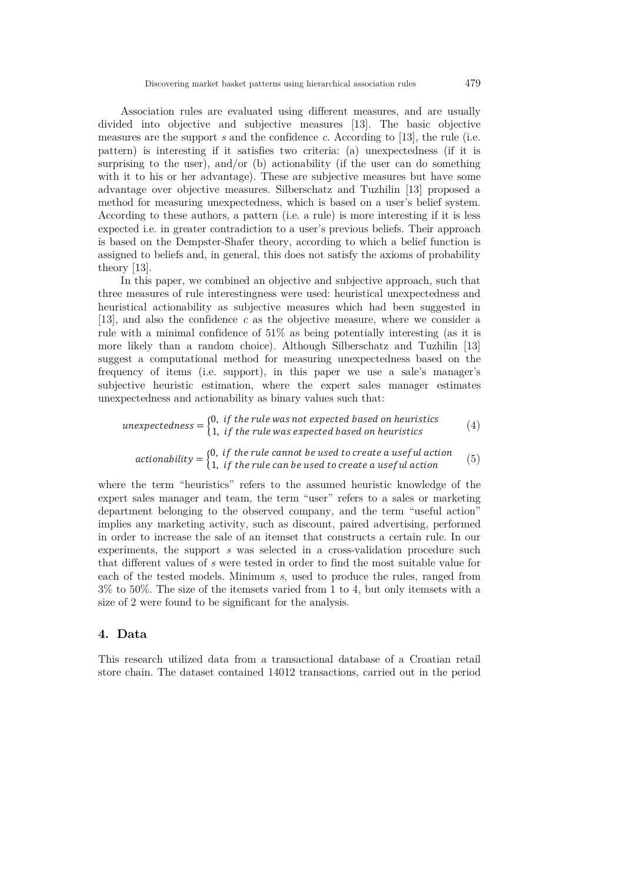Association rules are evaluated using different measures, and are usually divided into objective and subjective measures [13]. The basic objective measures are the support $s$ and the confidence $c$. According to [13], the rule (i.e. pattern) is interesting if it satisfies two criteria: (a) unexpectedness (if it is surprising to the user), and/or (b) actionability (if the user can do something with it to his or her advantage). These are subjective measures but have some advantage over objective measures. Silberschatz and Tuzhilin [13] proposed a method for measuring unexpectedness, which is based on a user's belief system. According to these authors, a pattern (i.e. a rule) is more interesting if it is less expected i.e. in greater contradiction to a user's previous beliefs. Their approach is based on the Dempster-Shafer theory, according to which a belief function is assigned to beliefs and, in general, this does not satisfy the axioms of probability theory [13].

In this paper, we combined an objective and subjective approach, such that three measures of rule interestingness were used: heuristical unexpectedness and heuristical actionability as subjective measures which had been suggested in [13], and also the confidence $c$ as the objective measure, where we consider a rule with a minimal confidence of 51% as being potentially interesting (as it is more likely than a random choice). Although Silberschatz and Tuzhilin [13] suggest a computational method for measuring unexpectedness based on the frequency of items (i.e. support), in this paper we use a sale's manager's subjective heuristic estimation, where the expert sales manager estimates unexpectedness and actionability as binary values such that:

$$unexpectedness = \begin{cases} 0, & if\ the\ rule\ was\ not\ expected\ based\ on\ heuristics \\ 1, & if\ the\ rule\ was\ expected\ based\ on\ heuristics \end{cases} \tag{4}$$

$$actionability = \begin{cases} 0, & if\ the\ rule\ cannot\ be\ used\ to\ create\ a\ useful\ action \\ 1, & if\ the\ rule\ can\ be\ used\ to\ create\ a\ useful\ action \end{cases} \tag{5}$$

where the term "heuristics" refers to the assumed heuristic knowledge of the expert sales manager and team, the term "user" refers to a sales or marketing department belonging to the observed company, and the term "useful action" implies any marketing activity, such as discount, paired advertising, performed in order to increase the sale of an itemset that constructs a certain rule. In our experiments, the support $s$ was selected in a cross-validation procedure such that different values of $s$ were tested in order to find the most suitable value for each of the tested models. Minimum $s$, used to produce the rules, ranged from 3% to 50%. The size of the itemsets varied from 1 to 4, but only itemsets with a size of 2 were found to be significant for the analysis.

## 4. Data

This research utilized data from a transactional database of a Croatian retail store chain. The dataset contained 14012 transactions, carried out in the period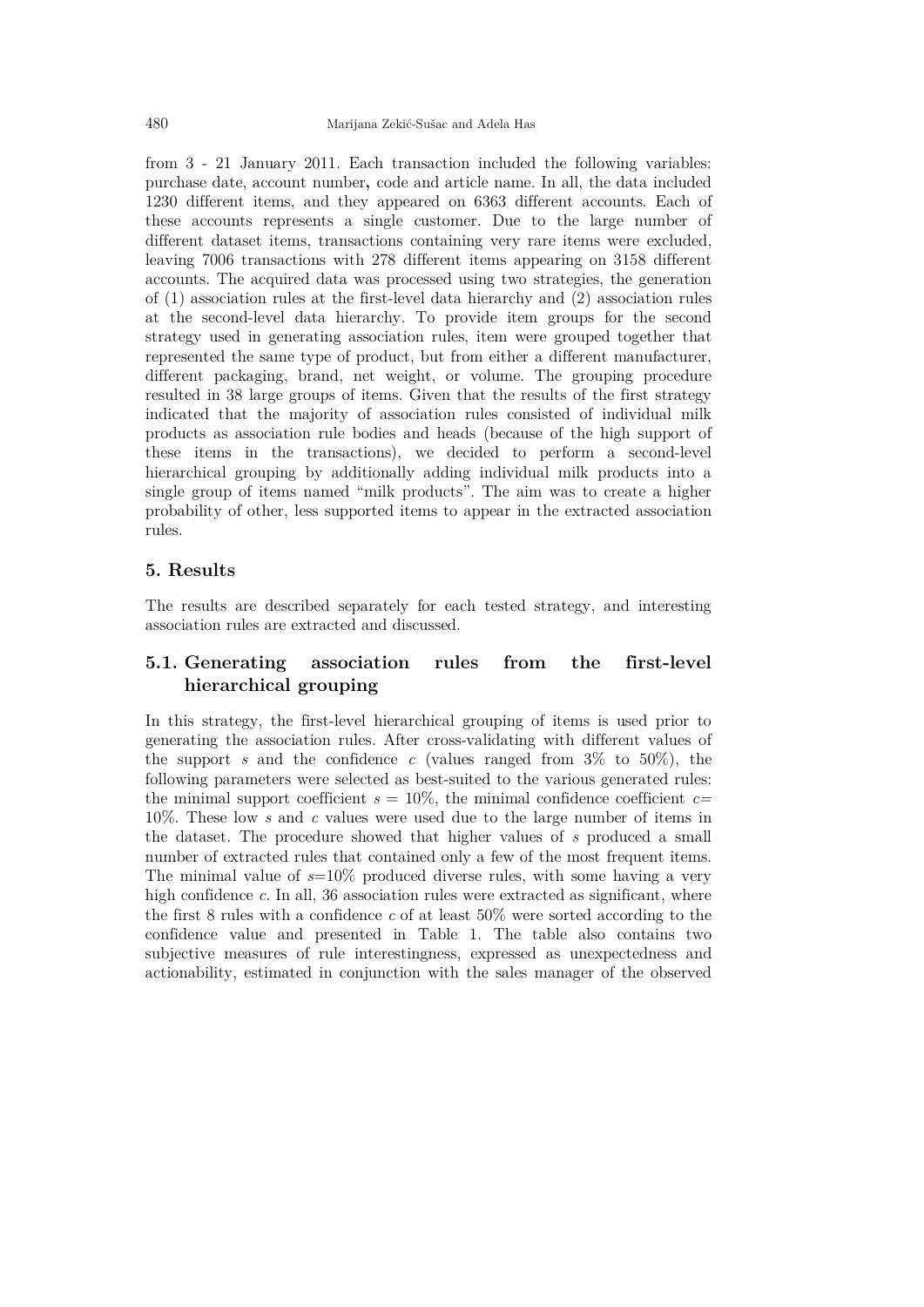from 3 - 21 January 2011. Each transaction included the following variables: purchase date, account number**,** code and article name. In all, the data included 1230 different items, and they appeared on 6363 different accounts. Each of these accounts represents a single customer. Due to the large number of different dataset items, transactions containing very rare items were excluded, leaving 7006 transactions with 278 different items appearing on 3158 different accounts. The acquired data was processed using two strategies, the generation of (1) association rules at the first-level data hierarchy and (2) association rules at the second-level data hierarchy. To provide item groups for the second strategy used in generating association rules, item were grouped together that represented the same type of product, but from either a different manufacturer, different packaging, brand, net weight, or volume. The grouping procedure resulted in 38 large groups of items. Given that the results of the first strategy indicated that the majority of association rules consisted of individual milk products as association rule bodies and heads (because of the high support of these items in the transactions), we decided to perform a second-level hierarchical grouping by additionally adding individual milk products into a single group of items named "milk products". The aim was to create a higher probability of other, less supported items to appear in the extracted association rules.

## 5. Results

The results are described separately for each tested strategy, and interesting association rules are extracted and discussed.

### 5.1. Generating association rules from the first-level hierarchical grouping

In this strategy, the first-level hierarchical grouping of items is used prior to generating the association rules. After cross-validating with different values of the support $s$ and the confidence $c$ (values ranged from 3% to 50%), the following parameters were selected as best-suited to the various generated rules: the minimal support coefficient $s = 10\%$, the minimal confidence coefficient $c = 10\%$. These low $s$ and $c$ values were used due to the large number of items in the dataset. The procedure showed that higher values of $s$ produced a small number of extracted rules that contained only a few of the most frequent items. The minimal value of $s$=10% produced diverse rules, with some having a very high confidence $c$. In all, 36 association rules were extracted as significant, where the first 8 rules with a confidence $c$ of at least 50% were sorted according to the confidence value and presented in Table 1. The table also contains two subjective measures of rule interestingness, expressed as unexpectedness and actionability, estimated in conjunction with the sales manager of the observed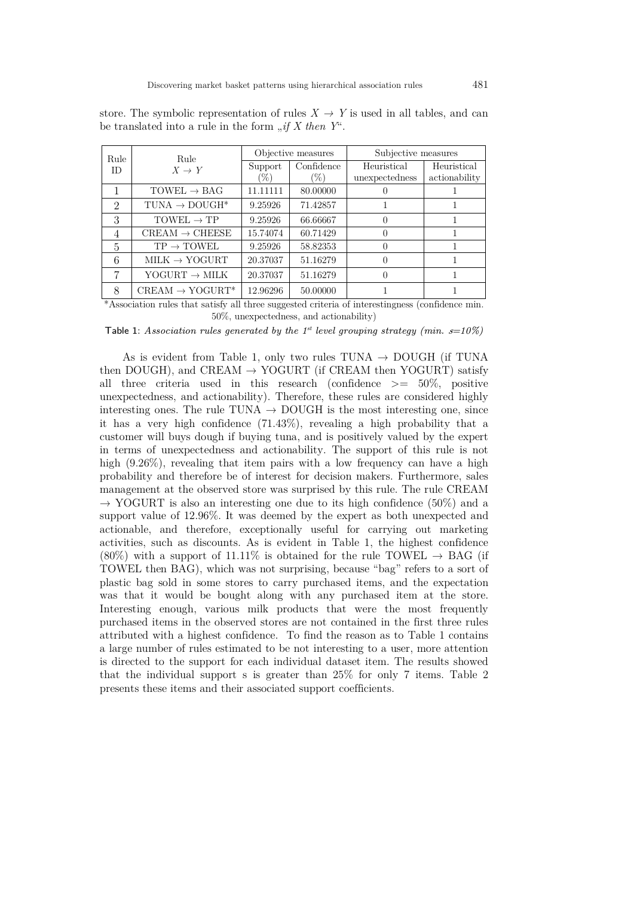store. The symbolic representation of rules $X \to Y$ is used in all tables, and can be translated into a rule in the form „*if X then Y*".

| Rule ID | Rule $X \to Y$ | Objective measures | | Subjective measures | |
|---|---|---|---|---|---|
| | | Support (%) | Confidence (%) | Heuristical unexpectedness | Heuristical actionability |
| 1 | TOWEL → BAG | 11.11111 | 80.00000 | 0 | 1 |
| 2 | TUNA → DOUGH* | 9.25926 | 71.42857 | 1 | 1 |
| 3 | TOWEL → TP | 9.25926 | 66.66667 | 0 | 1 |
| 4 | CREAM → CHEESE | 15.74074 | 60.71429 | 0 | 1 |
| 5 | TP → TOWEL | 9.25926 | 58.82353 | 0 | 1 |
| 6 | MILK → YOGURT | 20.37037 | 51.16279 | 0 | 1 |
| 7 | YOGURT → MILK | 20.37037 | 51.16279 | 0 | 1 |
| 8 | CREAM → YOGURT* | 12.96296 | 50.00000 | 1 | 1 |

*Association rules that satisfy all three suggested criteria of interestingness (confidence min. 50%, unexpectedness, and actionability)

Table 1: *Association rules generated by the 1st level grouping strategy (min. s=10%)*

As is evident from Table 1, only two rules TUNA → DOUGH (if TUNA then DOUGH), and CREAM → YOGURT (if CREAM then YOGURT) satisfy all three criteria used in this research (confidence >= 50%, positive unexpectedness, and actionability). Therefore, these rules are considered highly interesting ones. The rule TUNA → DOUGH is the most interesting one, since it has a very high confidence (71.43%), revealing a high probability that a customer will buys dough if buying tuna, and is positively valued by the expert in terms of unexpectedness and actionability. The support of this rule is not high (9.26%), revealing that item pairs with a low frequency can have a high probability and therefore be of interest for decision makers. Furthermore, sales management at the observed store was surprised by this rule. The rule CREAM → YOGURT is also an interesting one due to its high confidence (50%) and a support value of 12.96%. It was deemed by the expert as both unexpected and actionable, and therefore, exceptionally useful for carrying out marketing activities, such as discounts. As is evident in Table 1, the highest confidence (80%) with a support of 11.11% is obtained for the rule TOWEL → BAG (if TOWEL then BAG), which was not surprising, because "bag" refers to a sort of plastic bag sold in some stores to carry purchased items, and the expectation was that it would be bought along with any purchased item at the store. Interesting enough, various milk products that were the most frequently purchased items in the observed stores are not contained in the first three rules attributed with a highest confidence. To find the reason as to Table 1 contains a large number of rules estimated to be not interesting to a user, more attention is directed to the support for each individual dataset item. The results showed that the individual support s is greater than 25% for only 7 items. Table 2 presents these items and their associated support coefficients.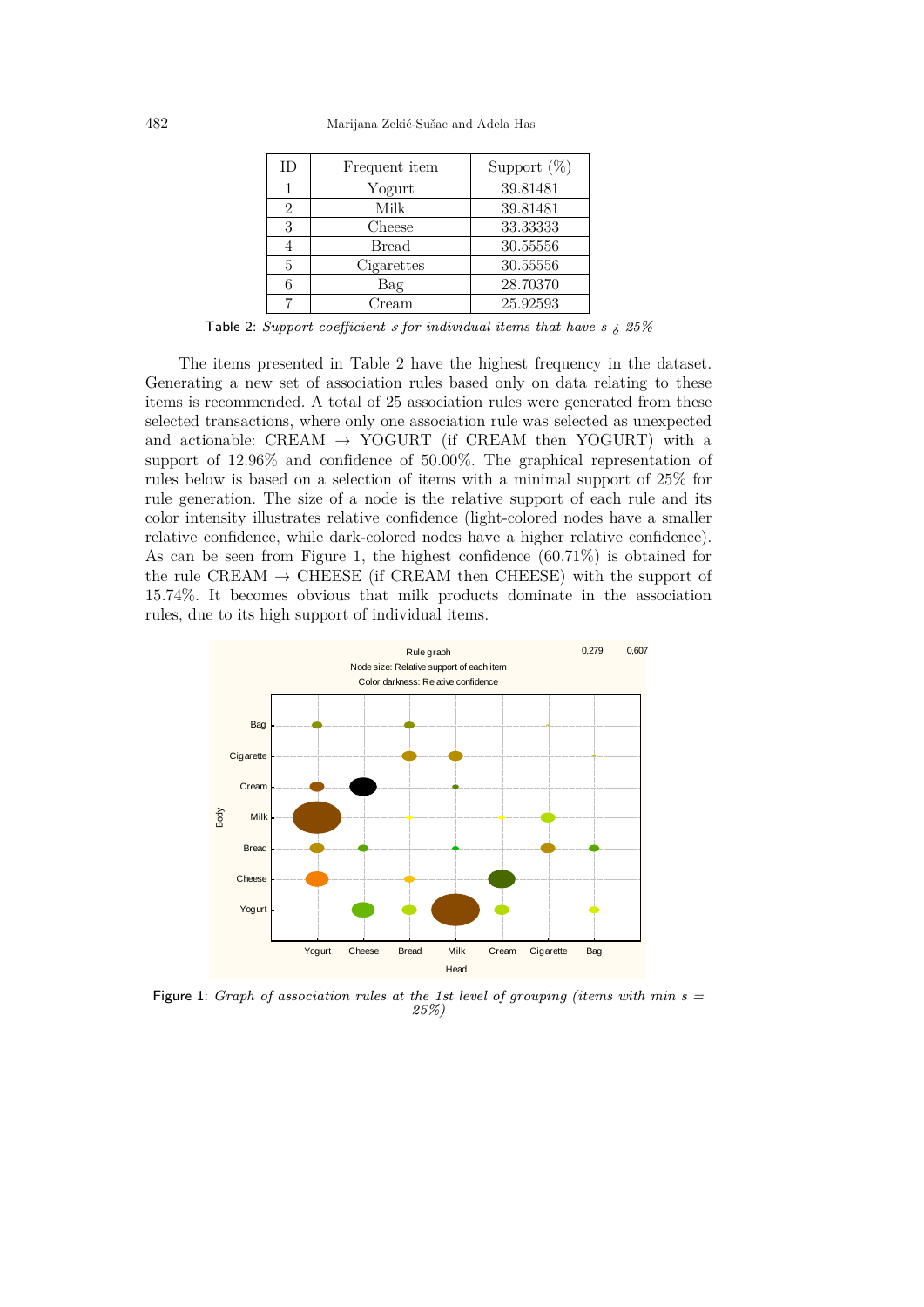| ID | Frequent item | Support (%) |
|---|---|---|
| 1 | Yogurt | 39.81481 |
| 2 | Milk | 39.81481 |
| 3 | Cheese | 33.33333 |
| 4 | Bread | 30.55556 |
| 5 | Cigarettes | 30.55556 |
| 6 | Bag | 28.70370 |
| 7 | Cream | 25.92593 |

Table 2: *Support coefficient s for individual items that have s ¿ 25%*

The items presented in Table 2 have the highest frequency in the dataset. Generating a new set of association rules based only on data relating to these items is recommended. A total of 25 association rules were generated from these selected transactions, where only one association rule was selected as unexpected and actionable: CREAM $\rightarrow$ YOGURT (if CREAM then YOGURT) with a support of 12.96% and confidence of 50.00%. The graphical representation of rules below is based on a selection of items with a minimal support of 25% for rule generation. The size of a node is the relative support of each rule and its color intensity illustrates relative confidence (light-colored nodes have a smaller relative confidence, while dark-colored nodes have a higher relative confidence). As can be seen from Figure 1, the highest confidence (60.71%) is obtained for the rule CREAM $\rightarrow$ CHEESE (if CREAM then CHEESE) with the support of 15.74%. It becomes obvious that milk products dominate in the association rules, due to its high support of individual items.

Rule graph
Node size: Relative support of each item
Color darkness: Relative confidence
0,279 0,607
Body: Bag, Cigarette, Cream, Milk, Bread, Cheese, Yogurt
Head: Yogurt, Cheese, Bread, Milk, Cream, Cigarette, Bag

Figure 1: *Graph of association rules at the 1st level of grouping (items with min s = 25%)*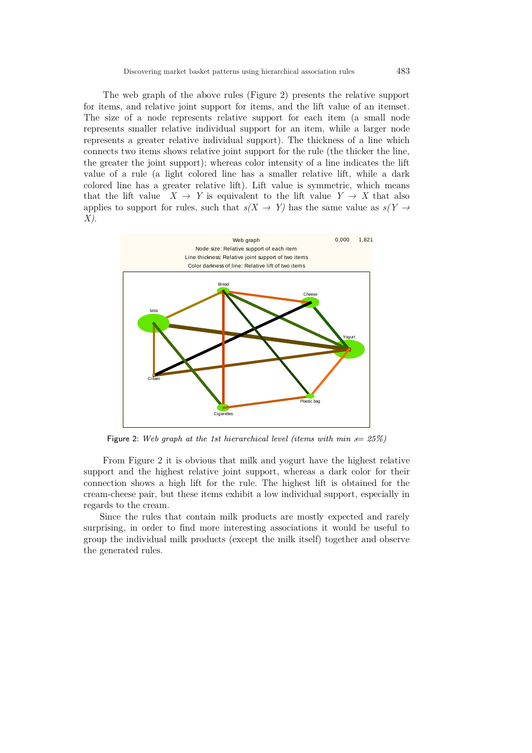The web graph of the above rules (Figure 2) presents the relative support for items, and relative joint support for items, and the lift value of an itemset. The size of a node represents relative support for each item (a small node represents smaller relative individual support for an item, while a larger node represents a greater relative individual support). The thickness of a line which connects two items shows relative joint support for the rule (the thicker the line, the greater the joint support); whereas color intensity of a line indicates the lift value of a rule (a light colored line has a smaller relative lift, while a dark colored line has a greater relative lift). Lift value is symmetric, which means that the lift value $X \rightarrow Y$ is equivalent to the lift value $Y \rightarrow X$ that also applies to support for rules, such that $s(X \rightarrow Y)$ has the same value as $s(Y \rightarrow X)$.

Web graph
0,000 1,821
Node size: Relative support of each item
Line thickness: Relative joint support of two items
Color darkness of line: Relative lift of two items
Bread
Cheese
Milk
Yogurt
Cream
Plastic bag
Cigarettes

Figure 2: *Web graph at the 1st hierarchical level (items with min s= 25%)*

From Figure 2 it is obvious that milk and yogurt have the highest relative support and the highest relative joint support, whereas a dark color for their connection shows a high lift for the rule. The highest lift is obtained for the cream-cheese pair, but these items exhibit a low individual support, especially in regards to the cream.

Since the rules that contain milk products are mostly expected and rarely surprising, in order to find more interesting associations it would be useful to group the individual milk products (except the milk itself) together and observe the generated rules.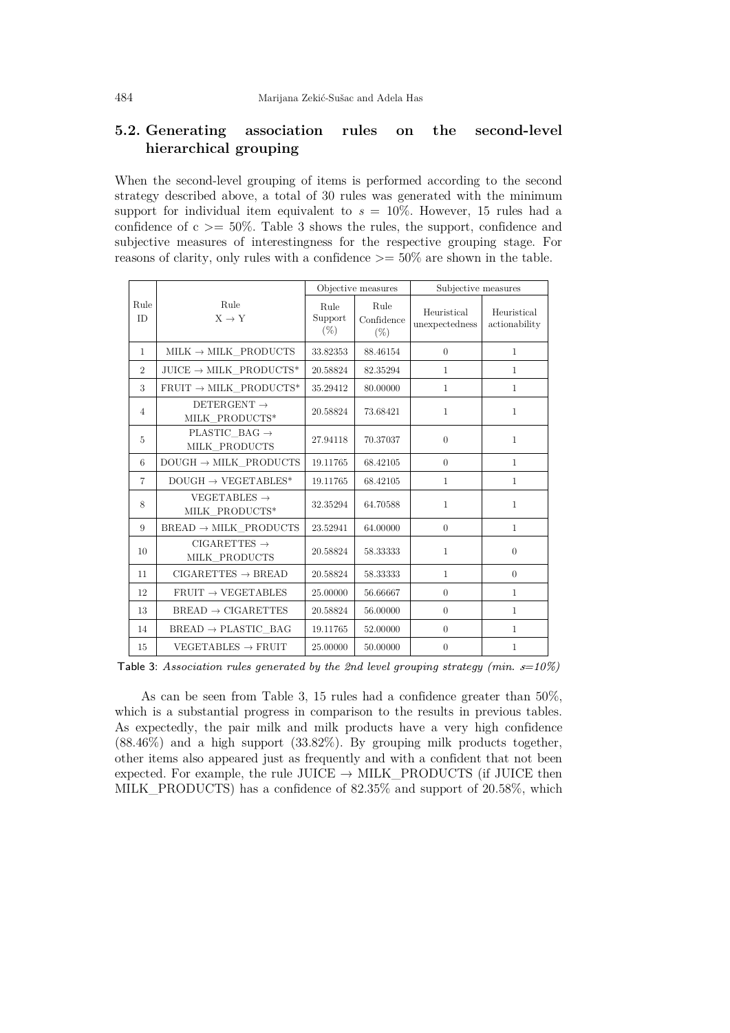## 5.2. Generating association rules on the second-level hierarchical grouping

When the second-level grouping of items is performed according to the second strategy described above, a total of 30 rules was generated with the minimum support for individual item equivalent to $s = 10\%$. However, 15 rules had a confidence of $c >= 50\%$. Table 3 shows the rules, the support, confidence and subjective measures of interestingness for the respective grouping stage. For reasons of clarity, only rules with a confidence >= 50% are shown in the table.

| Rule ID | Rule X → Y | Objective measures | | Subjective measures | |
|---|---|---|---|---|---|
| | | Rule Support (%) | Rule Confidence (%) | Heuristical unexpectedness | Heuristical actionability |
| 1 | MILK → MILK_PRODUCTS | 33.82353 | 88.46154 | 0 | 1 |
| 2 | JUICE → MILK_PRODUCTS* | 20.58824 | 82.35294 | 1 | 1 |
| 3 | FRUIT → MILK_PRODUCTS* | 35.29412 | 80.00000 | 1 | 1 |
| 4 | DETERGENT → MILK_PRODUCTS* | 20.58824 | 73.68421 | 1 | 1 |
| 5 | PLASTIC_BAG → MILK_PRODUCTS | 27.94118 | 70.37037 | 0 | 1 |
| 6 | DOUGH → MILK_PRODUCTS | 19.11765 | 68.42105 | 0 | 1 |
| 7 | DOUGH → VEGETABLES* | 19.11765 | 68.42105 | 1 | 1 |
| 8 | VEGETABLES → MILK_PRODUCTS* | 32.35294 | 64.70588 | 1 | 1 |
| 9 | BREAD → MILK_PRODUCTS | 23.52941 | 64.00000 | 0 | 1 |
| 10 | CIGARETTES → MILK_PRODUCTS | 20.58824 | 58.33333 | 1 | 0 |
| 11 | CIGARETTES → BREAD | 20.58824 | 58.33333 | 1 | 0 |
| 12 | FRUIT → VEGETABLES | 25.00000 | 56.66667 | 0 | 1 |
| 13 | BREAD → CIGARETTES | 20.58824 | 56.00000 | 0 | 1 |
| 14 | BREAD → PLASTIC_BAG | 19.11765 | 52.00000 | 0 | 1 |
| 15 | VEGETABLES → FRUIT | 25.00000 | 50.00000 | 0 | 1 |

Table 3: *Association rules generated by the 2nd level grouping strategy (min. s=10%)*

As can be seen from Table 3, 15 rules had a confidence greater than 50%, which is a substantial progress in comparison to the results in previous tables. As expectedly, the pair milk and milk products have a very high confidence (88.46%) and a high support (33.82%). By grouping milk products together, other items also appeared just as frequently and with a confident that not been expected. For example, the rule JUICE → MILK_PRODUCTS (if JUICE then MILK_PRODUCTS) has a confidence of 82.35% and support of 20.58%, which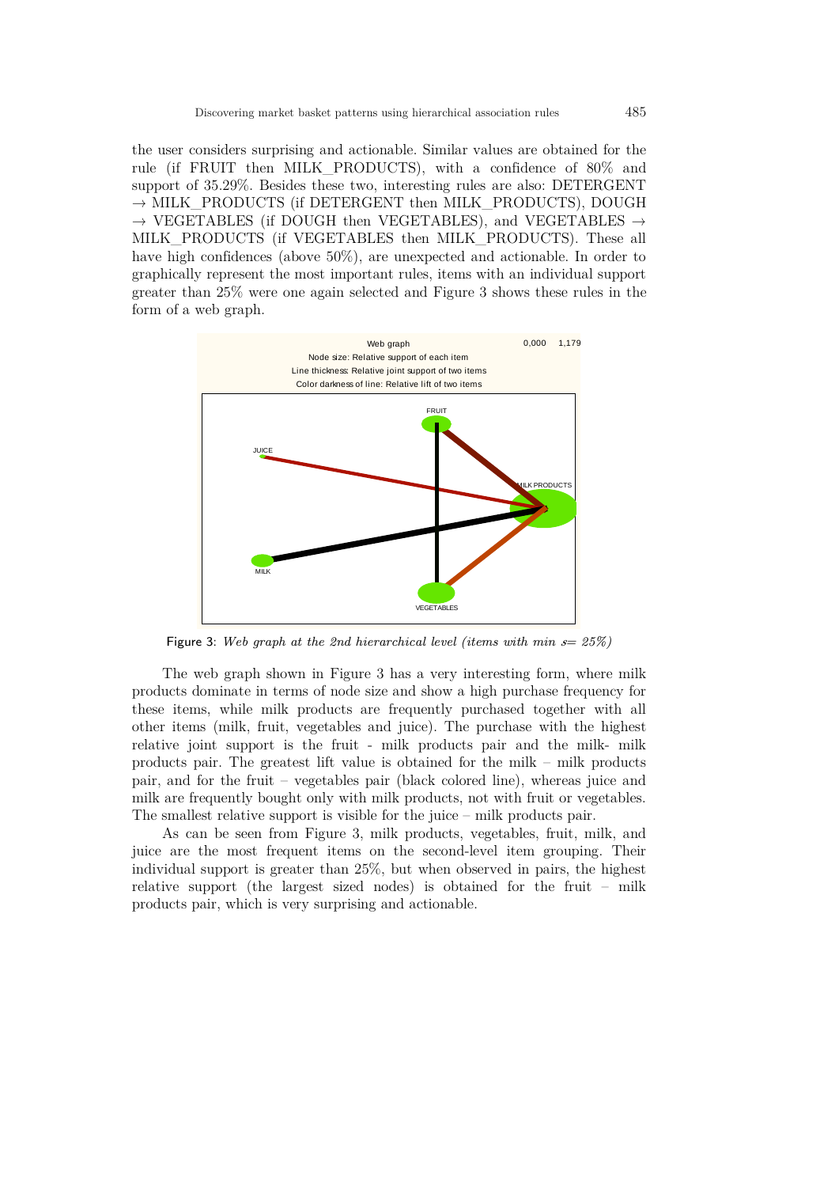the user considers surprising and actionable. Similar values are obtained for the rule (if FRUIT then MILK_PRODUCTS), with a confidence of 80% and support of 35.29%. Besides these two, interesting rules are also: DETERGENT → MILK_PRODUCTS (if DETERGENT then MILK_PRODUCTS), DOUGH → VEGETABLES (if DOUGH then VEGETABLES), and VEGETABLES → MILK_PRODUCTS (if VEGETABLES then MILK_PRODUCTS). These all have high confidences (above 50%), are unexpected and actionable. In order to graphically represent the most important rules, items with an individual support greater than 25% were one again selected and Figure 3 shows these rules in the form of a web graph.

Web graph
Node size: Relative support of each item
Line thickness: Relative joint support of two items
Color darkness of line: Relative lift of two items
0,000 1,179
FRUIT
JUICE
MILK PRODUCTS
MILK
VEGETABLES

Figure 3: *Web graph at the 2nd hierarchical level (items with min s= 25%)*

The web graph shown in Figure 3 has a very interesting form, where milk products dominate in terms of node size and show a high purchase frequency for these items, while milk products are frequently purchased together with all other items (milk, fruit, vegetables and juice). The purchase with the highest relative joint support is the fruit - milk products pair and the milk- milk products pair. The greatest lift value is obtained for the milk – milk products pair, and for the fruit – vegetables pair (black colored line), whereas juice and milk are frequently bought only with milk products, not with fruit or vegetables. The smallest relative support is visible for the juice – milk products pair.

As can be seen from Figure 3, milk products, vegetables, fruit, milk, and juice are the most frequent items on the second-level item grouping. Their individual support is greater than 25%, but when observed in pairs, the highest relative support (the largest sized nodes) is obtained for the fruit – milk products pair, which is very surprising and actionable.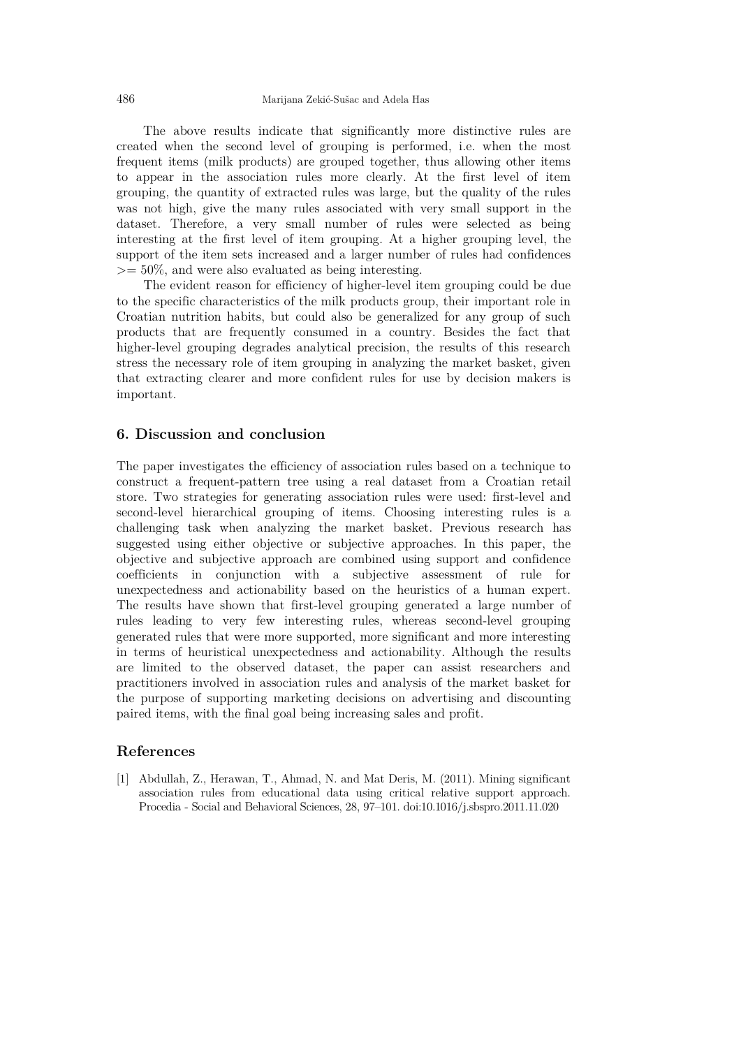The above results indicate that significantly more distinctive rules are created when the second level of grouping is performed, i.e. when the most frequent items (milk products) are grouped together, thus allowing other items to appear in the association rules more clearly. At the first level of item grouping, the quantity of extracted rules was large, but the quality of the rules was not high, give the many rules associated with very small support in the dataset. Therefore, a very small number of rules were selected as being interesting at the first level of item grouping. At a higher grouping level, the support of the item sets increased and a larger number of rules had confidences >= 50%, and were also evaluated as being interesting.

The evident reason for efficiency of higher-level item grouping could be due to the specific characteristics of the milk products group, their important role in Croatian nutrition habits, but could also be generalized for any group of such products that are frequently consumed in a country. Besides the fact that higher-level grouping degrades analytical precision, the results of this research stress the necessary role of item grouping in analyzing the market basket, given that extracting clearer and more confident rules for use by decision makers is important.

## 6. Discussion and conclusion

The paper investigates the efficiency of association rules based on a technique to construct a frequent-pattern tree using a real dataset from a Croatian retail store. Two strategies for generating association rules were used: first-level and second-level hierarchical grouping of items. Choosing interesting rules is a challenging task when analyzing the market basket. Previous research has suggested using either objective or subjective approaches. In this paper, the objective and subjective approach are combined using support and confidence coefficients in conjunction with a subjective assessment of rule for unexpectedness and actionability based on the heuristics of a human expert. The results have shown that first-level grouping generated a large number of rules leading to very few interesting rules, whereas second-level grouping generated rules that were more supported, more significant and more interesting in terms of heuristical unexpectedness and actionability. Although the results are limited to the observed dataset, the paper can assist researchers and practitioners involved in association rules and analysis of the market basket for the purpose of supporting marketing decisions on advertising and discounting paired items, with the final goal being increasing sales and profit.

## References

[1] Abdullah, Z., Herawan, T., Ahmad, N. and Mat Deris, M. (2011). Mining significant association rules from educational data using critical relative support approach. Procedia - Social and Behavioral Sciences, 28, 97–101. doi:10.1016/j.sbspro.2011.11.020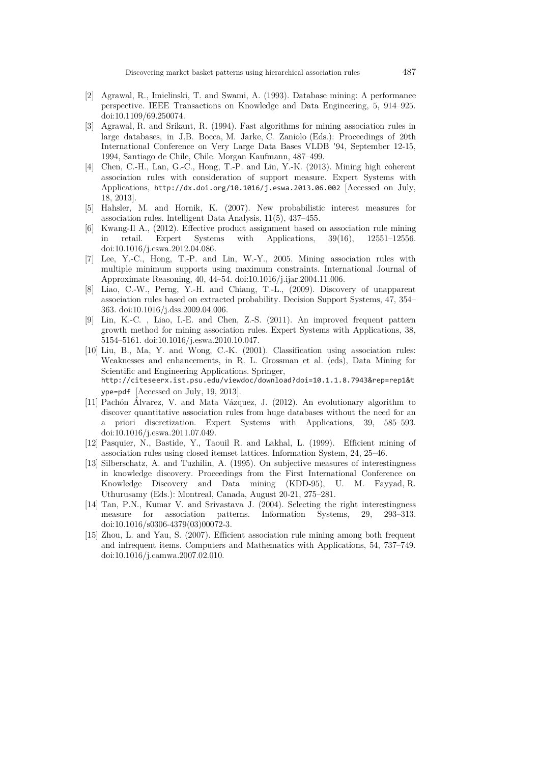[2] Agrawal, R., Imielinski, T. and Swami, A. (1993). Database mining: A performance perspective. IEEE Transactions on Knowledge and Data Engineering, 5, 914–925. doi:10.1109/69.250074.

[3] Agrawal, R. and Srikant, R. (1994). Fast algorithms for mining association rules in large databases, in J.B. Bocca, M. Jarke, C. Zaniolo (Eds.): Proceedings of 20th International Conference on Very Large Data Bases VLDB '94, September 12-15, 1994, Santiago de Chile, Chile. Morgan Kaufmann, 487–499.

[4] Chen, C.-H., Lan, G.-C., Hong, T.-P. and Lin, Y.-K. (2013). Mining high coherent association rules with consideration of support measure. Expert Systems with Applications, http://dx.doi.org/10.1016/j.eswa.2013.06.002 [Accessed on July, 18, 2013].

[5] Hahsler, M. and Hornik, K. (2007). New probabilistic interest measures for association rules. Intelligent Data Analysis, 11(5), 437–455.

[6] Kwang-Il A., (2012). Effective product assignment based on association rule mining in retail. Expert Systems with Applications, 39(16), 12551–12556. doi:10.1016/j.eswa.2012.04.086.

[7] Lee, Y.-C., Hong, T.-P. and Lin, W.-Y., 2005. Mining association rules with multiple minimum supports using maximum constraints. International Journal of Approximate Reasoning, 40, 44–54. doi:10.1016/j.ijar.2004.11.006.

[8] Liao, C.-W., Perng, Y.-H. and Chiang, T.-L., (2009). Discovery of unapparent association rules based on extracted probability. Decision Support Systems, 47, 354–363. doi:10.1016/j.dss.2009.04.006.

[9] Lin, K.-C. , Liao, I.-E. and Chen, Z.-S. (2011). An improved frequent pattern growth method for mining association rules. Expert Systems with Applications, 38, 5154–5161. doi:10.1016/j.eswa.2010.10.047.

[10] Liu, B., Ma, Y. and Wong, C.-K. (2001). Classification using association rules: Weaknesses and enhancements, in R. L. Grossman et al. (eds), Data Mining for Scientific and Engineering Applications. Springer, http://citeseerx.ist.psu.edu/viewdoc/download?doi=10.1.1.8.7943&rep=rep1&type=pdf [Accessed on July, 19, 2013].

[11] Pachón Álvarez, V. and Mata Vázquez, J. (2012). An evolutionary algorithm to discover quantitative association rules from huge databases without the need for an a priori discretization. Expert Systems with Applications, 39, 585–593. doi:10.1016/j.eswa.2011.07.049.

[12] Pasquier, N., Bastide, Y., Taouil R. and Lakhal, L. (1999). Efficient mining of association rules using closed itemset lattices. Information System, 24, 25–46.

[13] Silberschatz, A. and Tuzhilin, A. (1995). On subjective measures of interestingness in knowledge discovery. Proceedings from the First International Conference on Knowledge Discovery and Data mining (KDD-95), U. M. Fayyad, R. Uthurusamy (Eds.): Montreal, Canada, August 20-21, 275–281.

[14] Tan, P.N., Kumar V. and Srivastava J. (2004). Selecting the right interestingness measure for association patterns. Information Systems, 29, 293–313. doi:10.1016/s0306-4379(03)00072-3.

[15] Zhou, L. and Yau, S. (2007). Efficient association rule mining among both frequent and infrequent items. Computers and Mathematics with Applications, 54, 737–749. doi:10.1016/j.camwa.2007.02.010.